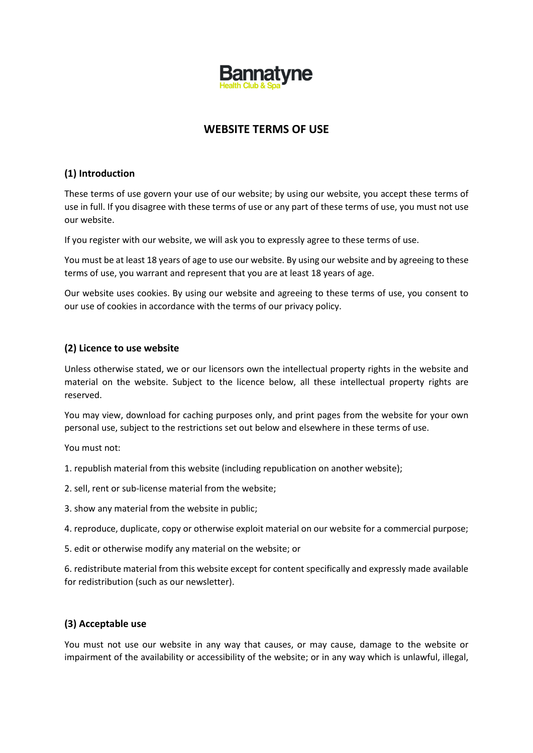Bannatyne
Health Club & Spa

# WEBSITE TERMS OF USE

## (1) Introduction

These terms of use govern your use of our website; by using our website, you accept these terms of use in full. If you disagree with these terms of use or any part of these terms of use, you must not use our website.

If you register with our website, we will ask you to expressly agree to these terms of use.

You must be at least 18 years of age to use our website. By using our website and by agreeing to these terms of use, you warrant and represent that you are at least 18 years of age.

Our website uses cookies. By using our website and agreeing to these terms of use, you consent to our use of cookies in accordance with the terms of our privacy policy.

## (2) Licence to use website

Unless otherwise stated, we or our licensors own the intellectual property rights in the website and material on the website. Subject to the licence below, all these intellectual property rights are reserved.

You may view, download for caching purposes only, and print pages from the website for your own personal use, subject to the restrictions set out below and elsewhere in these terms of use.

You must not:

1. republish material from this website (including republication on another website);
2. sell, rent or sub-license material from the website;
3. show any material from the website in public;
4. reproduce, duplicate, copy or otherwise exploit material on our website for a commercial purpose;
5. edit or otherwise modify any material on the website; or
6. redistribute material from this website except for content specifically and expressly made available for redistribution (such as our newsletter).

## (3) Acceptable use

You must not use our website in any way that causes, or may cause, damage to the website or impairment of the availability or accessibility of the website; or in any way which is unlawful, illegal,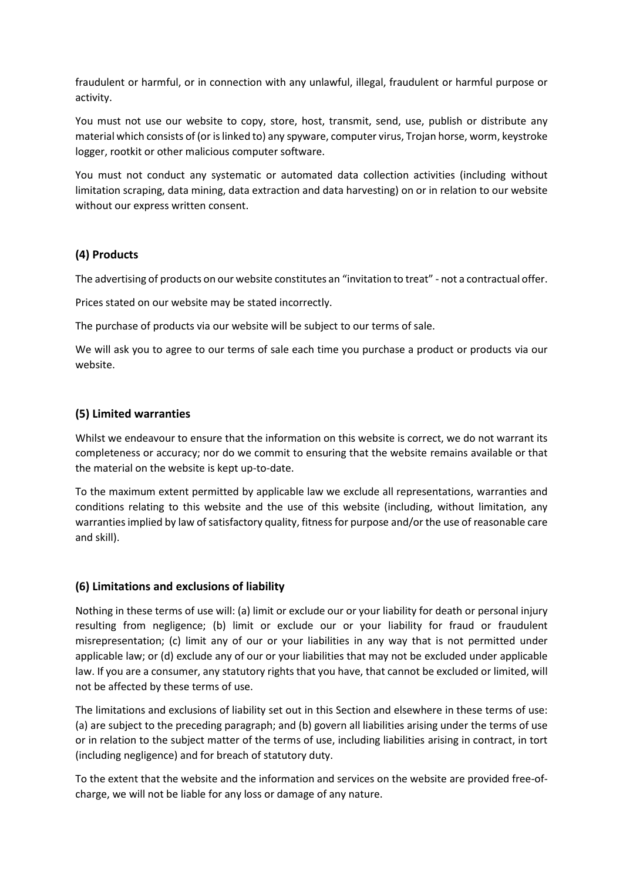fraudulent or harmful, or in connection with any unlawful, illegal, fraudulent or harmful purpose or activity.

You must not use our website to copy, store, host, transmit, send, use, publish or distribute any material which consists of (or is linked to) any spyware, computer virus, Trojan horse, worm, keystroke logger, rootkit or other malicious computer software.

You must not conduct any systematic or automated data collection activities (including without limitation scraping, data mining, data extraction and data harvesting) on or in relation to our website without our express written consent.

### (4) Products

The advertising of products on our website constitutes an "invitation to treat" - not a contractual offer.

Prices stated on our website may be stated incorrectly.

The purchase of products via our website will be subject to our terms of sale.

We will ask you to agree to our terms of sale each time you purchase a product or products via our website.

### (5) Limited warranties

Whilst we endeavour to ensure that the information on this website is correct, we do not warrant its completeness or accuracy; nor do we commit to ensuring that the website remains available or that the material on the website is kept up-to-date.

To the maximum extent permitted by applicable law we exclude all representations, warranties and conditions relating to this website and the use of this website (including, without limitation, any warranties implied by law of satisfactory quality, fitness for purpose and/or the use of reasonable care and skill).

### (6) Limitations and exclusions of liability

Nothing in these terms of use will: (a) limit or exclude our or your liability for death or personal injury resulting from negligence; (b) limit or exclude our or your liability for fraud or fraudulent misrepresentation; (c) limit any of our or your liabilities in any way that is not permitted under applicable law; or (d) exclude any of our or your liabilities that may not be excluded under applicable law. If you are a consumer, any statutory rights that you have, that cannot be excluded or limited, will not be affected by these terms of use.

The limitations and exclusions of liability set out in this Section and elsewhere in these terms of use: (a) are subject to the preceding paragraph; and (b) govern all liabilities arising under the terms of use or in relation to the subject matter of the terms of use, including liabilities arising in contract, in tort (including negligence) and for breach of statutory duty.

To the extent that the website and the information and services on the website are provided free-of-charge, we will not be liable for any loss or damage of any nature.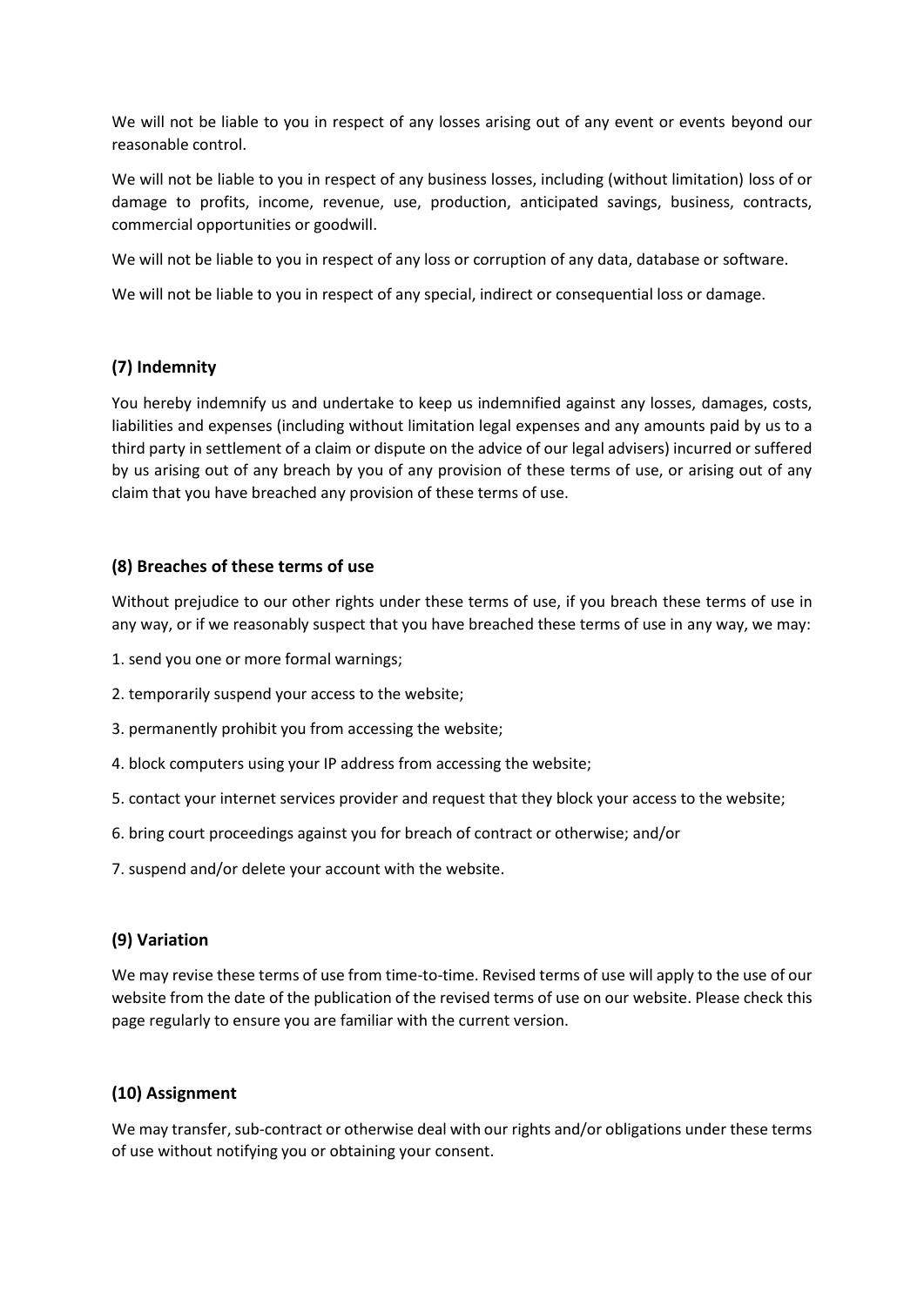We will not be liable to you in respect of any losses arising out of any event or events beyond our reasonable control.

We will not be liable to you in respect of any business losses, including (without limitation) loss of or damage to profits, income, revenue, use, production, anticipated savings, business, contracts, commercial opportunities or goodwill.

We will not be liable to you in respect of any loss or corruption of any data, database or software.

We will not be liable to you in respect of any special, indirect or consequential loss or damage.

## (7) Indemnity

You hereby indemnify us and undertake to keep us indemnified against any losses, damages, costs, liabilities and expenses (including without limitation legal expenses and any amounts paid by us to a third party in settlement of a claim or dispute on the advice of our legal advisers) incurred or suffered by us arising out of any breach by you of any provision of these terms of use, or arising out of any claim that you have breached any provision of these terms of use.

## (8) Breaches of these terms of use

Without prejudice to our other rights under these terms of use, if you breach these terms of use in any way, or if we reasonably suspect that you have breached these terms of use in any way, we may:

1. send you one or more formal warnings;
2. temporarily suspend your access to the website;
3. permanently prohibit you from accessing the website;
4. block computers using your IP address from accessing the website;
5. contact your internet services provider and request that they block your access to the website;
6. bring court proceedings against you for breach of contract or otherwise; and/or
7. suspend and/or delete your account with the website.

## (9) Variation

We may revise these terms of use from time-to-time. Revised terms of use will apply to the use of our website from the date of the publication of the revised terms of use on our website. Please check this page regularly to ensure you are familiar with the current version.

## (10) Assignment

We may transfer, sub-contract or otherwise deal with our rights and/or obligations under these terms of use without notifying you or obtaining your consent.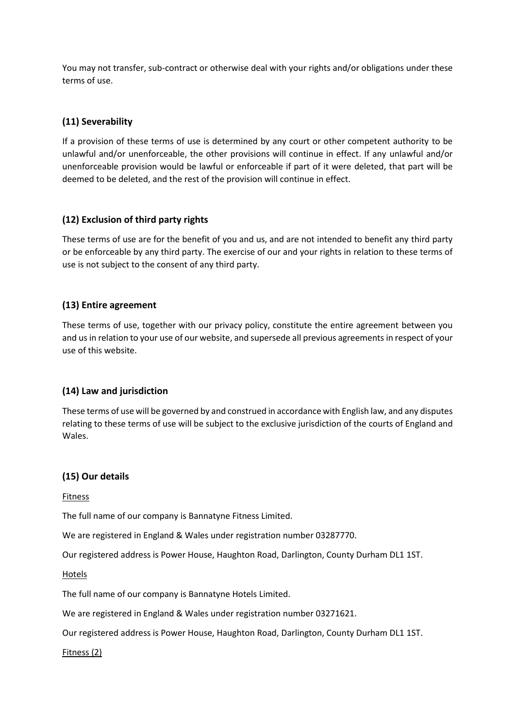You may not transfer, sub-contract or otherwise deal with your rights and/or obligations under these terms of use.

### (11) Severability

If a provision of these terms of use is determined by any court or other competent authority to be unlawful and/or unenforceable, the other provisions will continue in effect. If any unlawful and/or unenforceable provision would be lawful or enforceable if part of it were deleted, that part will be deemed to be deleted, and the rest of the provision will continue in effect.

### (12) Exclusion of third party rights

These terms of use are for the benefit of you and us, and are not intended to benefit any third party or be enforceable by any third party. The exercise of our and your rights in relation to these terms of use is not subject to the consent of any third party.

### (13) Entire agreement

These terms of use, together with our privacy policy, constitute the entire agreement between you and us in relation to your use of our website, and supersede all previous agreements in respect of your use of this website.

### (14) Law and jurisdiction

These terms of use will be governed by and construed in accordance with English law, and any disputes relating to these terms of use will be subject to the exclusive jurisdiction of the courts of England and Wales.

### (15) Our details

Fitness

The full name of our company is Bannatyne Fitness Limited.

We are registered in England & Wales under registration number 03287770.

Our registered address is Power House, Haughton Road, Darlington, County Durham DL1 1ST.

Hotels

The full name of our company is Bannatyne Hotels Limited.

We are registered in England & Wales under registration number 03271621.

Our registered address is Power House, Haughton Road, Darlington, County Durham DL1 1ST.

Fitness (2)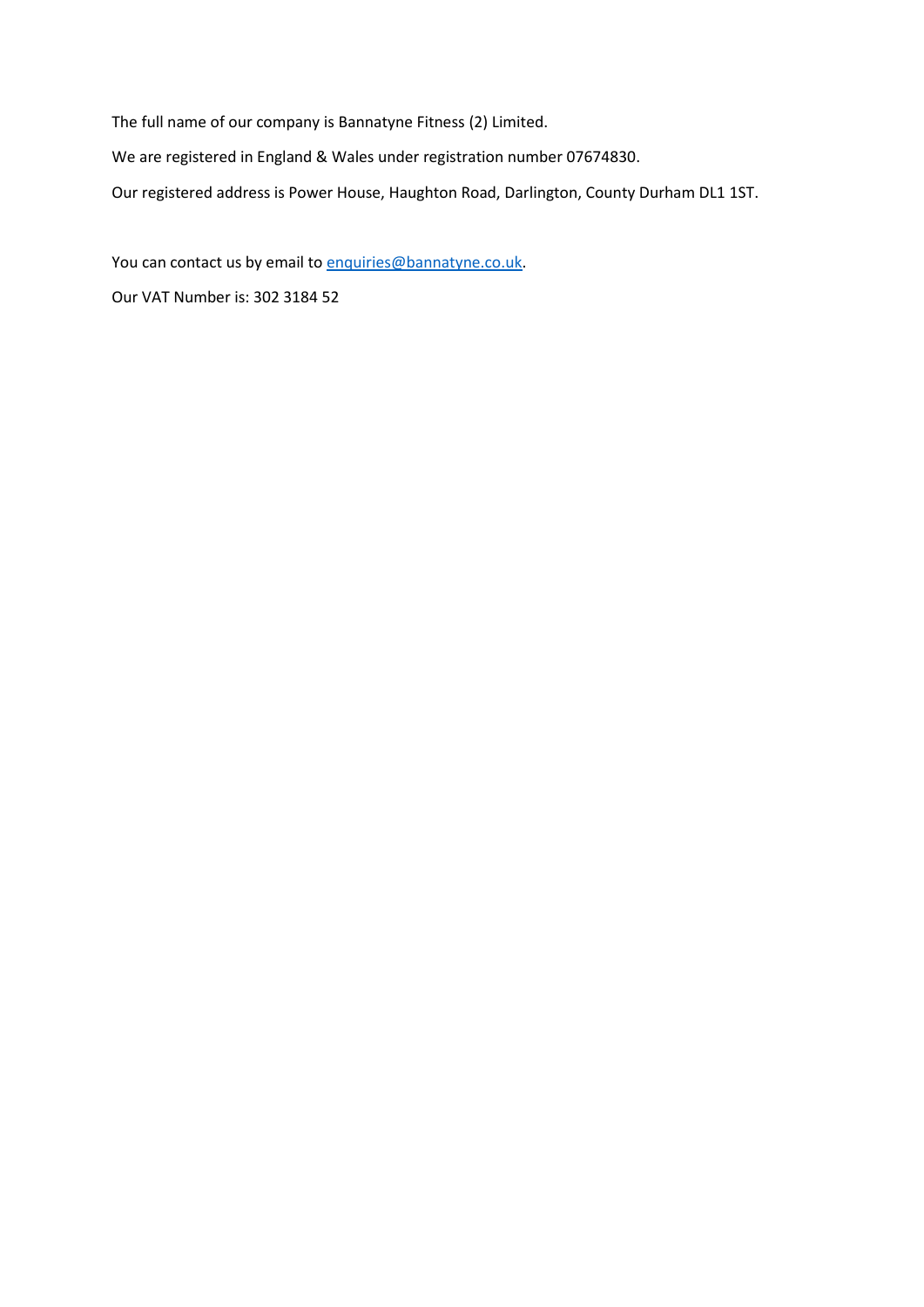The full name of our company is Bannatyne Fitness (2) Limited.

We are registered in England & Wales under registration number 07674830.

Our registered address is Power House, Haughton Road, Darlington, County Durham DL1 1ST.

You can contact us by email to [enquiries@bannatyne.co.uk](mailto:enquiries@bannatyne.co.uk).

Our VAT Number is: 302 3184 52